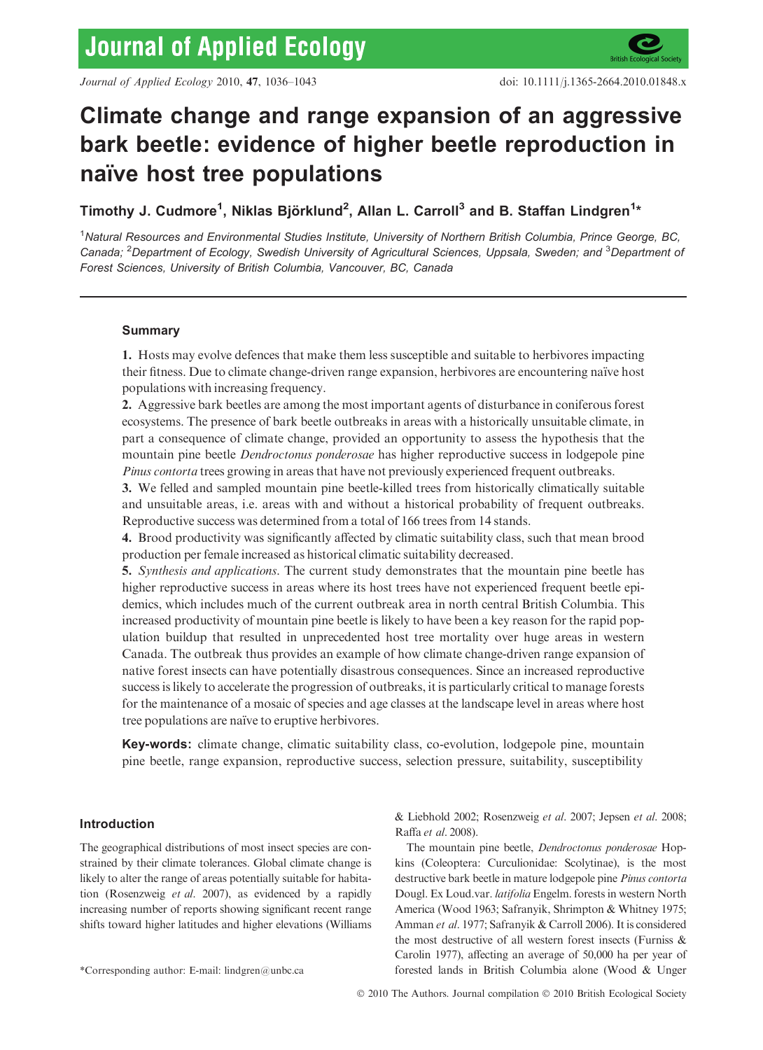# Climate change and range expansion of an aggressive bark beetle: evidence of higher beetle reproduction in naïve host tree populations

**Timothy J. Cudmore[1], Niklas Björklund[2], Allan L. Carroll[3] and B. Staffan Lindgren[1]***

[1]*Natural Resources and Environmental Studies Institute, University of Northern British Columbia, Prince George, BC, Canada;* [2]*Department of Ecology, Swedish University of Agricultural Sciences, Uppsala, Sweden; and* [3]*Department of Forest Sciences, University of British Columbia, Vancouver, BC, Canada*

## Summary

**1.** Hosts may evolve defences that make them less susceptible and suitable to herbivores impacting their fitness. Due to climate change-driven range expansion, herbivores are encountering naïve host populations with increasing frequency.

**2.** Aggressive bark beetles are among the most important agents of disturbance in coniferous forest ecosystems. The presence of bark beetle outbreaks in areas with a historically unsuitable climate, in part a consequence of climate change, provided an opportunity to assess the hypothesis that the mountain pine beetle *Dendroctonus ponderosae* has higher reproductive success in lodgepole pine *Pinus contorta* trees growing in areas that have not previously experienced frequent outbreaks.

**3.** We felled and sampled mountain pine beetle-killed trees from historically climatically suitable and unsuitable areas, i.e. areas with and without a historical probability of frequent outbreaks. Reproductive success was determined from a total of 166 trees from 14 stands.

**4.** Brood productivity was significantly affected by climatic suitability class, such that mean brood production per female increased as historical climatic suitability decreased.

**5.** *Synthesis and applications.* The current study demonstrates that the mountain pine beetle has higher reproductive success in areas where its host trees have not experienced frequent beetle epidemics, which includes much of the current outbreak area in north central British Columbia. This increased productivity of mountain pine beetle is likely to have been a key reason for the rapid population buildup that resulted in unprecedented host tree mortality over huge areas in western Canada. The outbreak thus provides an example of how climate change-driven range expansion of native forest insects can have potentially disastrous consequences. Since an increased reproductive success is likely to accelerate the progression of outbreaks, it is particularly critical to manage forests for the maintenance of a mosaic of species and age classes at the landscape level in areas where host tree populations are naïve to eruptive herbivores.

**Key-words:** climate change, climatic suitability class, co-evolution, lodgepole pine, mountain pine beetle, range expansion, reproductive success, selection pressure, suitability, susceptibility

## Introduction

The geographical distributions of most insect species are constrained by their climate tolerances. Global climate change is likely to alter the range of areas potentially suitable for habitation (Rosenzweig *et al.* 2007), as evidenced by a rapidly increasing number of reports showing significant recent range shifts toward higher latitudes and higher elevations (Williams & Liebhold 2002; Rosenzweig *et al.* 2007; Jepsen *et al.* 2008; Raffa *et al.* 2008).

The mountain pine beetle, *Dendroctonus ponderosae* Hopkins (Coleoptera: Curculionidae: Scolytinae), is the most destructive bark beetle in mature lodgepole pine *Pinus contorta* Dougl. Ex Loud.var. *latifolia* Engelm. forests in western North America (Wood 1963; Safranyik, Shrimpton & Whitney 1975; Amman *et al.* 1977; Safranyik & Carroll 2006). It is considered the most destructive of all western forest insects (Furniss & Carolin 1977), affecting an average of 50,000 ha per year of forested lands in British Columbia alone (Wood & Unger

*Corresponding author: E-mail: lindgren@unbc.ca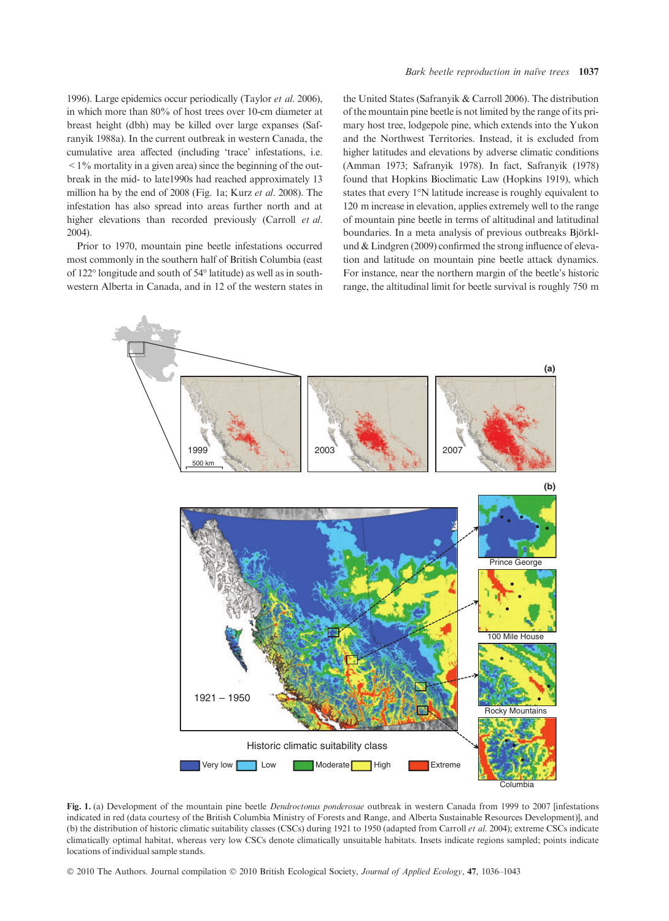1996). Large epidemics occur periodically (Taylor *et al.* 2006), in which more than 80% of host trees over 10-cm diameter at breast height (dbh) may be killed over large expanses (Safranyik 1988a). In the current outbreak in western Canada, the cumulative area affected (including 'trace' infestations, i.e. < 1% mortality in a given area) since the beginning of the outbreak in the mid- to late1990s had reached approximately 13 million ha by the end of 2008 (Fig. 1a; Kurz *et al.* 2008). The infestation has also spread into areas further north and at higher elevations than recorded previously (Carroll *et al.* 2004).

Prior to 1970, mountain pine beetle infestations occurred most commonly in the southern half of British Columbia (east of 122° longitude and south of 54° latitude) as well as in southwestern Alberta in Canada, and in 12 of the western states in the United States (Safranyik & Carroll 2006). The distribution of the mountain pine beetle is not limited by the range of its primary host tree, lodgepole pine, which extends into the Yukon and the Northwest Territories. Instead, it is excluded from higher latitudes and elevations by adverse climatic conditions (Amman 1973; Safranyik 1978). In fact, Safranyik (1978) found that Hopkins Bioclimatic Law (Hopkins 1919), which states that every 1°N latitude increase is roughly equivalent to 120 m increase in elevation, applies extremely well to the range of mountain pine beetle in terms of altitudinal and latitudinal boundaries. In a meta analysis of previous outbreaks Björklund & Lindgren (2009) confirmed the strong influence of elevation and latitude on mountain pine beetle attack dynamics. For instance, near the northern margin of the beetle's historic range, the altitudinal limit for beetle survival is roughly 750 m

**Fig. 1.** (a) Development of the mountain pine beetle *Dendroctonus ponderosae* outbreak in western Canada from 1999 to 2007 [infestations indicated in red (data courtesy of the British Columbia Ministry of Forests and Range, and Alberta Sustainable Resources Development)], and (b) the distribution of historic climatic suitability classes (CSCs) during 1921 to 1950 (adapted from Carroll *et al.* 2004); extreme CSCs indicate climatically optimal habitat, whereas very low CSCs denote climatically unsuitable habitats. Insets indicate regions sampled; points indicate locations of individual sample stands.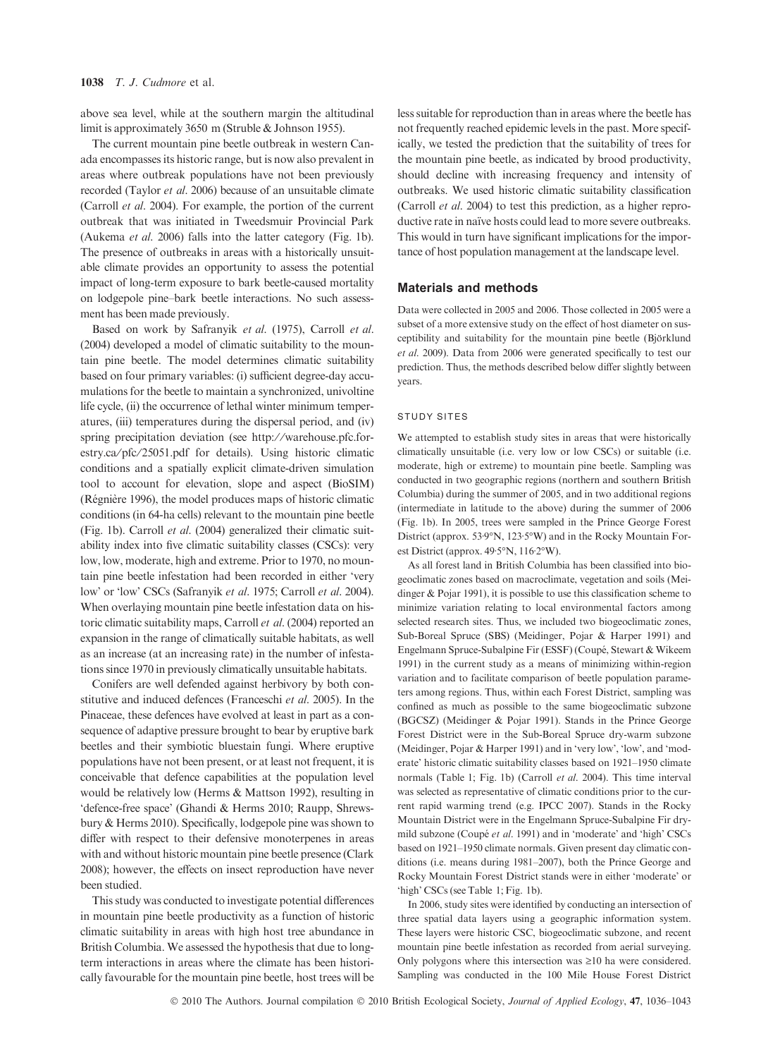above sea level, while at the southern margin the altitudinal limit is approximately 3650 m (Struble & Johnson 1955).

The current mountain pine beetle outbreak in western Canada encompasses its historic range, but is now also prevalent in areas where outbreak populations have not been previously recorded (Taylor *et al*. 2006) because of an unsuitable climate (Carroll *et al*. 2004). For example, the portion of the current outbreak that was initiated in Tweedsmuir Provincial Park (Aukema *et al*. 2006) falls into the latter category (Fig. 1b). The presence of outbreaks in areas with a historically unsuitable climate provides an opportunity to assess the potential impact of long-term exposure to bark beetle-caused mortality on lodgepole pine–bark beetle interactions. No such assessment has been made previously.

Based on work by Safranyik *et al*. (1975), Carroll *et al*. (2004) developed a model of climatic suitability to the mountain pine beetle. The model determines climatic suitability based on four primary variables: (i) sufficient degree-day accumulations for the beetle to maintain a synchronized, univoltine life cycle, (ii) the occurrence of lethal winter minimum temperatures, (iii) temperatures during the dispersal period, and (iv) spring precipitation deviation (see http://warehouse.pfc.forestry.ca/pfc/25051.pdf for details). Using historic climatic conditions and a spatially explicit climate-driven simulation tool to account for elevation, slope and aspect (BioSIM) (Régnière 1996), the model produces maps of historic climatic conditions (in 64-ha cells) relevant to the mountain pine beetle (Fig. 1b). Carroll *et al*. (2004) generalized their climatic suitability index into five climatic suitability classes (CSCs): very low, low, moderate, high and extreme. Prior to 1970, no mountain pine beetle infestation had been recorded in either 'very low' or 'low' CSCs (Safranyik *et al*. 1975; Carroll *et al*. 2004). When overlaying mountain pine beetle infestation data on historic climatic suitability maps, Carroll *et al*. (2004) reported an expansion in the range of climatically suitable habitats, as well as an increase (at an increasing rate) in the number of infestations since 1970 in previously climatically unsuitable habitats.

Conifers are well defended against herbivory by both constitutive and induced defences (Franceschi *et al*. 2005). In the Pinaceae, these defences have evolved at least in part as a consequence of adaptive pressure brought to bear by eruptive bark beetles and their symbiotic bluestain fungi. Where eruptive populations have not been present, or at least not frequent, it is conceivable that defence capabilities at the population level would be relatively low (Herms & Mattson 1992), resulting in 'defence-free space' (Ghandi & Herms 2010; Raupp, Shrewsbury & Herms 2010). Specifically, lodgepole pine was shown to differ with respect to their defensive monoterpenes in areas with and without historic mountain pine beetle presence (Clark 2008); however, the effects on insect reproduction have never been studied.

This study was conducted to investigate potential differences in mountain pine beetle productivity as a function of historic climatic suitability in areas with high host tree abundance in British Columbia. We assessed the hypothesis that due to long-term interactions in areas where the climate has been historically favourable for the mountain pine beetle, host trees will be less suitable for reproduction than in areas where the beetle has not frequently reached epidemic levels in the past. More specifically, we tested the prediction that the suitability of trees for the mountain pine beetle, as indicated by brood productivity, should decline with increasing frequency and intensity of outbreaks. We used historic climatic suitability classification (Carroll *et al*. 2004) to test this prediction, as a higher reproductive rate in naïve hosts could lead to more severe outbreaks. This would in turn have significant implications for the importance of host population management at the landscape level.

## Materials and methods

Data were collected in 2005 and 2006. Those collected in 2005 were a subset of a more extensive study on the effect of host diameter on susceptibility and suitability for the mountain pine beetle (Björklund *et al*. 2009). Data from 2006 were generated specifically to test our prediction. Thus, the methods described below differ slightly between years.

### STUDY SITES

We attempted to establish study sites in areas that were historically climatically unsuitable (i.e. very low or low CSCs) or suitable (i.e. moderate, high or extreme) to mountain pine beetle. Sampling was conducted in two geographic regions (northern and southern British Columbia) during the summer of 2005, and in two additional regions (intermediate in latitude to the above) during the summer of 2006 (Fig. 1b). In 2005, trees were sampled in the Prince George Forest District (approx. 53·9°N, 123·5°W) and in the Rocky Mountain Forest District (approx. 49·5°N, 116·2°W).

As all forest land in British Columbia has been classified into biogeoclimatic zones based on macroclimate, vegetation and soils (Meidinger & Pojar 1991), it is possible to use this classification scheme to minimize variation relating to local environmental factors among selected research sites. Thus, we included two biogeoclimatic zones, Sub-Boreal Spruce (SBS) (Meidinger, Pojar & Harper 1991) and Engelmann Spruce-Subalpine Fir (ESSF) (Coupé, Stewart & Wikeem 1991) in the current study as a means of minimizing within-region variation and to facilitate comparison of beetle population parameters among regions. Thus, within each Forest District, sampling was confined as much as possible to the same biogeoclimatic subzone (BGCSZ) (Meidinger & Pojar 1991). Stands in the Prince George Forest District were in the Sub-Boreal Spruce dry-warm subzone (Meidinger, Pojar & Harper 1991) and in 'very low', 'low', and 'moderate' historic climatic suitability classes based on 1921–1950 climate normals (Table 1; Fig. 1b) (Carroll *et al*. 2004). This time interval was selected as representative of climatic conditions prior to the current rapid warming trend (e.g. IPCC 2007). Stands in the Rocky Mountain District were in the Engelmann Spruce-Subalpine Fir dry-mild subzone (Coupé *et al*. 1991) and in 'moderate' and 'high' CSCs based on 1921–1950 climate normals. Given present day climatic conditions (i.e. means during 1981–2007), both the Prince George and Rocky Mountain Forest District stands were in either 'moderate' or 'high' CSCs (see Table 1; Fig. 1b).

In 2006, study sites were identified by conducting an intersection of three spatial data layers using a geographic information system. These layers were historic CSC, biogeoclimatic subzone, and recent mountain pine beetle infestation as recorded from aerial surveying. Only polygons where this intersection was ≥10 ha were considered. Sampling was conducted in the 100 Mile House Forest District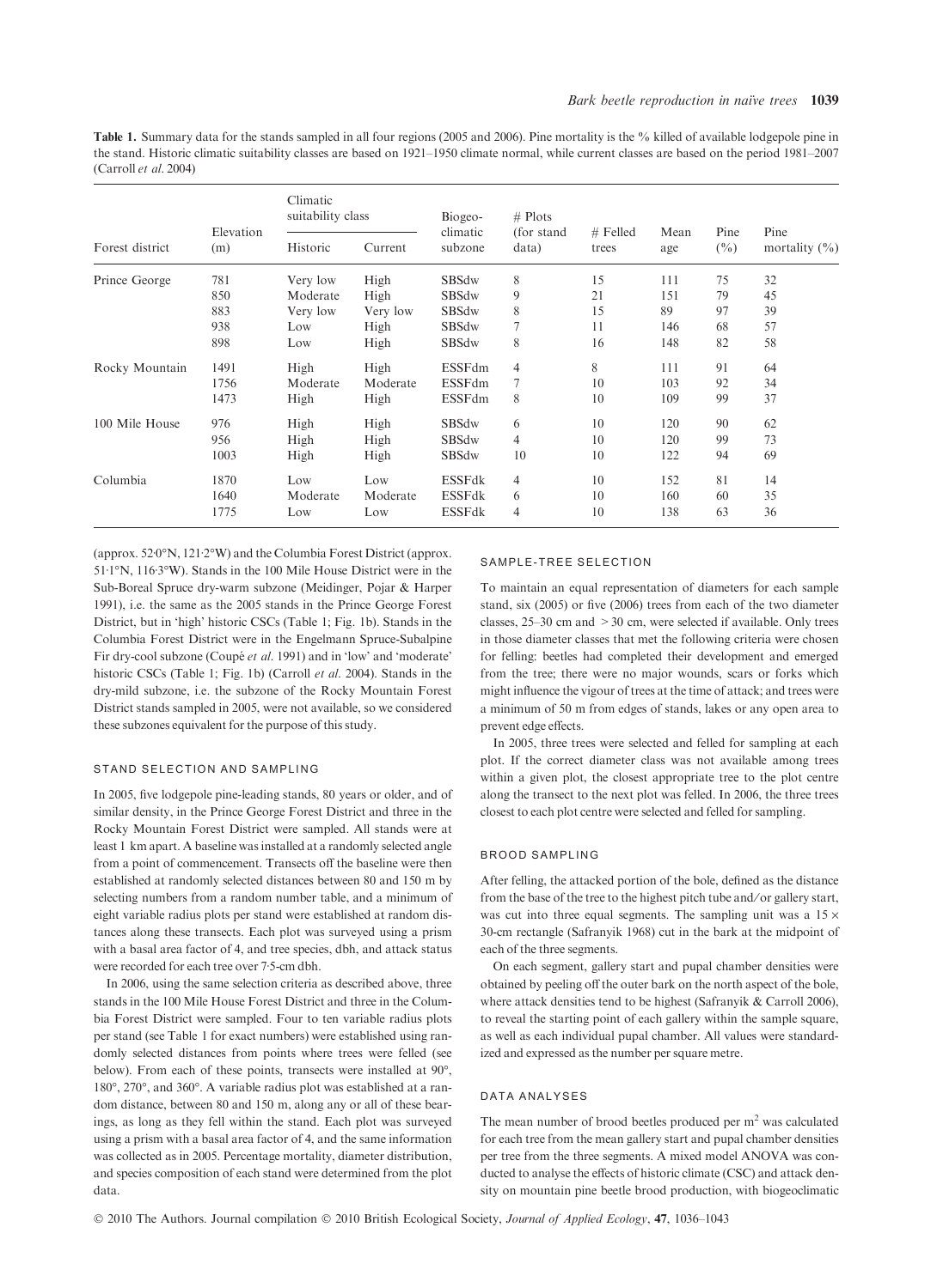**Table 1.** Summary data for the stands sampled in all four regions (2005 and 2006). Pine mortality is the % killed of available lodgepole pine in the stand. Historic climatic suitability classes are based on 1921–1950 climate normal, while current classes are based on the period 1981–2007 (Carroll *et al.* 2004)

| Forest district | Elevation (m) | Climatic suitability class | | Biogeo-climatic subzone | # Plots (for stand data) | # Felled trees | Mean age | Pine (%) | Pine mortality (%) |
|---|---|---|---|---|---|---|---|---|---|
| | | Historic | Current | | | | | | |
| Prince George | 781 | Very low | High | SBSdw | 8 | 15 | 111 | 75 | 32 |
| | 850 | Moderate | High | SBSdw | 9 | 21 | 151 | 79 | 45 |
| | 883 | Very low | Very low | SBSdw | 8 | 15 | 89 | 97 | 39 |
| | 938 | Low | High | SBSdw | 7 | 11 | 146 | 68 | 57 |
| | 898 | Low | High | SBSdw | 8 | 16 | 148 | 82 | 58 |
| Rocky Mountain | 1491 | High | High | ESSFdm | 4 | 8 | 111 | 91 | 64 |
| | 1756 | Moderate | Moderate | ESSFdm | 7 | 10 | 103 | 92 | 34 |
| | 1473 | High | High | ESSFdm | 8 | 10 | 109 | 99 | 37 |
| 100 Mile House | 976 | High | High | SBSdw | 6 | 10 | 120 | 90 | 62 |
| | 956 | High | High | SBSdw | 4 | 10 | 120 | 99 | 73 |
| | 1003 | High | High | SBSdw | 10 | 10 | 122 | 94 | 69 |
| Columbia | 1870 | Low | Low | ESSFdk | 4 | 10 | 152 | 81 | 14 |
| | 1640 | Moderate | Moderate | ESSFdk | 6 | 10 | 160 | 60 | 35 |
| | 1775 | Low | Low | ESSFdk | 4 | 10 | 138 | 63 | 36 |

(approx. 52·0°N, 121·2°W) and the Columbia Forest District (approx. 51·1°N, 116·3°W). Stands in the 100 Mile House District were in the Sub-Boreal Spruce dry-warm subzone (Meidinger, Pojar & Harper 1991), i.e. the same as the 2005 stands in the Prince George Forest District, but in 'high' historic CSCs (Table 1; Fig. 1b). Stands in the Columbia Forest District were in the Engelmann Spruce-Subalpine Fir dry-cool subzone (Coupé *et al.* 1991) and in 'low' and 'moderate' historic CSCs (Table 1; Fig. 1b) (Carroll *et al.* 2004). Stands in the dry-mild subzone, i.e. the subzone of the Rocky Mountain Forest District stands sampled in 2005, were not available, so we considered these subzones equivalent for the purpose of this study.

### STAND SELECTION AND SAMPLING

In 2005, five lodgepole pine-leading stands, 80 years or older, and of similar density, in the Prince George Forest District and three in the Rocky Mountain Forest District were sampled. All stands were at least 1 km apart. A baseline was installed at a randomly selected angle from a point of commencement. Transects off the baseline were then established at randomly selected distances between 80 and 150 m by selecting numbers from a random number table, and a minimum of eight variable radius plots per stand were established at random distances along these transects. Each plot was surveyed using a prism with a basal area factor of 4, and tree species, dbh, and attack status were recorded for each tree over 7·5-cm dbh.

In 2006, using the same selection criteria as described above, three stands in the 100 Mile House Forest District and three in the Columbia Forest District were sampled. Four to ten variable radius plots per stand (see Table 1 for exact numbers) were established using randomly selected distances from points where trees were felled (see below). From each of these points, transects were installed at 90°, 180°, 270°, and 360°. A variable radius plot was established at a random distance, between 80 and 150 m, along any or all of these bearings, as long as they fell within the stand. Each plot was surveyed using a prism with a basal area factor of 4, and the same information was collected as in 2005. Percentage mortality, diameter distribution, and species composition of each stand were determined from the plot data.

### SAMPLE-TREE SELECTION

To maintain an equal representation of diameters for each sample stand, six (2005) or five (2006) trees from each of the two diameter classes, 25–30 cm and > 30 cm, were selected if available. Only trees in those diameter classes that met the following criteria were chosen for felling: beetles had completed their development and emerged from the tree; there were no major wounds, scars or forks which might influence the vigour of trees at the time of attack; and trees were a minimum of 50 m from edges of stands, lakes or any open area to prevent edge effects.

In 2005, three trees were selected and felled for sampling at each plot. If the correct diameter class was not available among trees within a given plot, the closest appropriate tree to the plot centre along the transect to the next plot was felled. In 2006, the three trees closest to each plot centre were selected and felled for sampling.

### BROOD SAMPLING

After felling, the attacked portion of the bole, defined as the distance from the base of the tree to the highest pitch tube and/or gallery start, was cut into three equal segments. The sampling unit was a 15 × 30-cm rectangle (Safranyik 1968) cut in the bark at the midpoint of each of the three segments.

On each segment, gallery start and pupal chamber densities were obtained by peeling off the outer bark on the north aspect of the bole, where attack densities tend to be highest (Safranyik & Carroll 2006), to reveal the starting point of each gallery within the sample square, as well as each individual pupal chamber. All values were standardized and expressed as the number per square metre.

### DATA ANALYSES

The mean number of brood beetles produced per $m^2$ was calculated for each tree from the mean gallery start and pupal chamber densities per tree from the three segments. A mixed model ANOVA was conducted to analyse the effects of historic climate (CSC) and attack density on mountain pine beetle brood production, with biogeoclimatic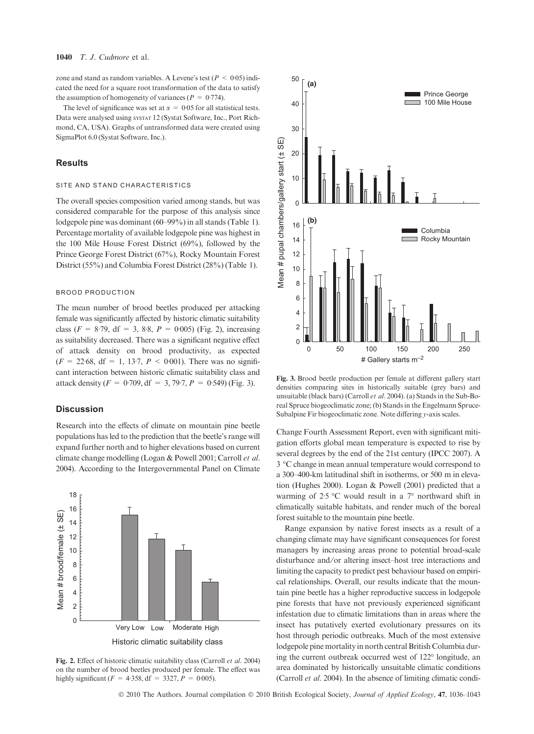zone and stand as random variables. A Levene's test ($P < 0{\cdot}05$) indicated the need for a square root transformation of the data to satisfy the assumption of homogeneity of variances ($P = 0{\cdot}774$).

The level of significance was set at $\alpha = 0{\cdot}05$ for all statistical tests. Data were analysed using SYSTAT 12 (Systat Software, Inc., Port Richmond, CA, USA). Graphs of untransformed data were created using SigmaPlot 6.0 (Systat Software, Inc.).

## Results

### SITE AND STAND CHARACTERISTICS

The overall species composition varied among stands, but was considered comparable for the purpose of this analysis since lodgepole pine was dominant (60–99%) in all stands (Table 1). Percentage mortality of available lodgepole pine was highest in the 100 Mile House Forest District (69%), followed by the Prince George Forest District (67%), Rocky Mountain Forest District (55%) and Columbia Forest District (28%) (Table 1).

### BROOD PRODUCTION

The mean number of brood beetles produced per attacking female was significantly affected by historic climatic suitability class ($F = 8{\cdot}79$, df = 3, 8·8, $P = 0{\cdot}005$) (Fig. 2), increasing as suitability decreased. There was a significant negative effect of attack density on brood productivity, as expected ($F = 22{\cdot}68$, df = 1, 13·7, $P < 0{\cdot}001$). There was no significant interaction between historic climatic suitability class and attack density ($F = 0{\cdot}709$, df = 3, 79·7, $P = 0{\cdot}549$) (Fig. 3).

## Discussion

Research into the effects of climate on mountain pine beetle populations has led to the prediction that the beetle's range will expand further north and to higher elevations based on current climate change modelling (Logan & Powell 2001; Carroll *et al.* 2004). According to the Intergovernmental Panel on Climate Change Fourth Assessment Report, even with significant mitigation efforts global mean temperature is expected to rise by several degrees by the end of the 21st century (IPCC 2007). A 3 °C change in mean annual temperature would correspond to a 300–400-km latitudinal shift in isotherms, or 500 m in elevation (Hughes 2000). Logan & Powell (2001) predicted that a warming of 2·5 °C would result in a 7° northward shift in climatically suitable habitats, and render much of the boreal forest suitable to the mountain pine beetle.

Range expansion by native forest insects as a result of a changing climate may have significant consequences for forest managers by increasing areas prone to potential broad-scale disturbance and/or altering insect–host tree interactions and limiting the capacity to predict pest behaviour based on empirical relationships. Overall, our results indicate that the mountain pine beetle has a higher reproductive success in lodgepole pine forests that have not previously experienced significant infestation due to climatic limitations than in areas where the insect has putatively exerted evolutionary pressures on its host through periodic outbreaks. Much of the most extensive lodgepole pine mortality in north central British Columbia during the current outbreak occurred west of 122° longitude, an area dominated by historically unsuitable climatic conditions (Carroll *et al.* 2004). In the absence of limiting climatic condi-

**Fig. 2.** Effect of historic climatic suitability class (Carroll *et al.* 2004) on the number of brood beetles produced per female. The effect was highly significant ($F = 4{\cdot}358$, df = 3327, $P = 0{\cdot}005$).

**Fig. 3.** Brood beetle production per female at different gallery start densities comparing sites in historically suitable (grey bars) and unsuitable (black bars) (Carroll *et al.* 2004). (a) Stands in the Sub-Boreal Spruce biogeoclimatic zone; (b) Stands in the Engelmann Spruce-Subalpine Fir biogeoclimatic zone. Note differing *y*-axis scales.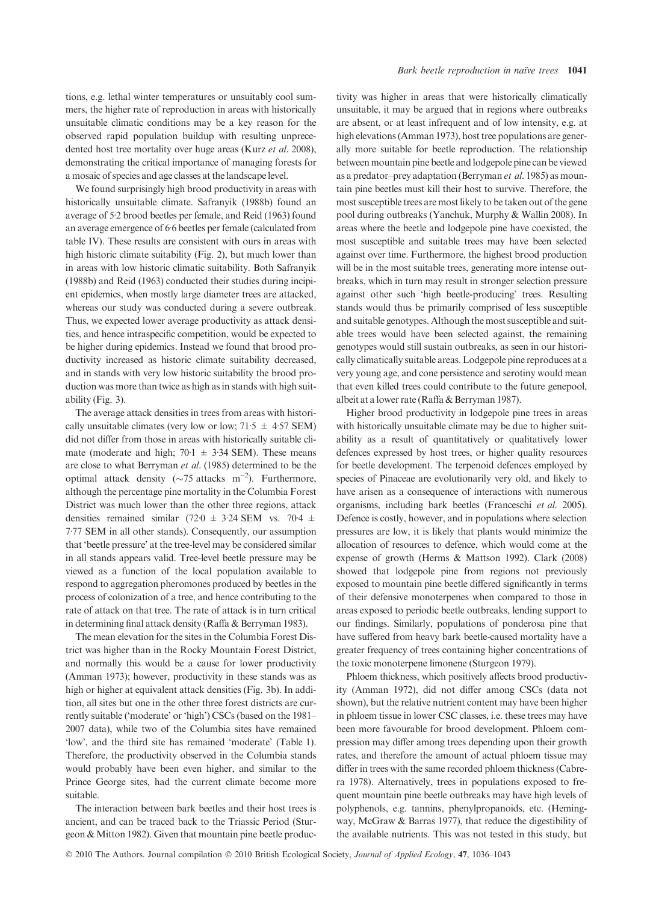tions, e.g. lethal winter temperatures or unsuitably cool summers, the higher rate of reproduction in areas with historically unsuitable climatic conditions may be a key reason for the observed rapid population buildup with resulting unprecedented host tree mortality over huge areas (Kurz *et al.* 2008), demonstrating the critical importance of managing forests for a mosaic of species and age classes at the landscape level.

We found surprisingly high brood productivity in areas with historically unsuitable climate. Safranyik (1988b) found an average of 5·2 brood beetles per female, and Reid (1963) found an average emergence of 6·6 beetles per female (calculated from table IV). These results are consistent with ours in areas with high historic climate suitability (Fig. 2), but much lower than in areas with low historic climatic suitability. Both Safranyik (1988b) and Reid (1963) conducted their studies during incipient epidemics, when mostly large diameter trees are attacked, whereas our study was conducted during a severe outbreak. Thus, we expected lower average productivity as attack densities, and hence intraspecific competition, would be expected to be higher during epidemics. Instead we found that brood productivity increased as historic climate suitability decreased, and in stands with very low historic suitability the brood production was more than twice as high as in stands with high suitability (Fig. 3).

The average attack densities in trees from areas with historically unsuitable climates (very low or low; 71·5 ± 4·57 SEM) did not differ from those in areas with historically suitable climate (moderate and high; 70·1 ± 3·34 SEM). These means are close to what Berryman *et al.* (1985) determined to be the optimal attack density (~75 attacks $m^{-2}$). Furthermore, although the percentage pine mortality in the Columbia Forest District was much lower than the other three regions, attack densities remained similar (72·0 ± 3·24 SEM vs. 70·4 ± 7·77 SEM in all other stands). Consequently, our assumption that 'beetle pressure' at the tree-level may be considered similar in all stands appears valid. Tree-level beetle pressure may be viewed as a function of the local population available to respond to aggregation pheromones produced by beetles in the process of colonization of a tree, and hence contributing to the rate of attack on that tree. The rate of attack is in turn critical in determining final attack density (Raffa & Berryman 1983).

The mean elevation for the sites in the Columbia Forest District was higher than in the Rocky Mountain Forest District, and normally this would be a cause for lower productivity (Amman 1973); however, productivity in these stands was as high or higher at equivalent attack densities (Fig. 3b). In addition, all sites but one in the other three forest districts are currently suitable ('moderate' or 'high') CSCs (based on the 1981–2007 data), while two of the Columbia sites have remained 'low', and the third site has remained 'moderate' (Table 1). Therefore, the productivity observed in the Columbia stands would probably have been even higher, and similar to the Prince George sites, had the current climate become more suitable.

The interaction between bark beetles and their host trees is ancient, and can be traced back to the Triassic Period (Sturgeon & Mitton 1982). Given that mountain pine beetle productivity was higher in areas that were historically climatically unsuitable, it may be argued that in regions where outbreaks are absent, or at least infrequent and of low intensity, e.g. at high elevations (Amman 1973), host tree populations are generally more suitable for beetle reproduction. The relationship between mountain pine beetle and lodgepole pine can be viewed as a predator–prey adaptation (Berryman *et al.* 1985) as mountain pine beetles must kill their host to survive. Therefore, the most susceptible trees are most likely to be taken out of the gene pool during outbreaks (Yanchuk, Murphy & Wallin 2008). In areas where the beetle and lodgepole pine have coexisted, the most susceptible and suitable trees may have been selected against over time. Furthermore, the highest brood production will be in the most suitable trees, generating more intense outbreaks, which in turn may result in stronger selection pressure against other such 'high beetle-producing' trees. Resulting stands would thus be primarily comprised of less susceptible and suitable genotypes. Although the most susceptible and suitable trees would have been selected against, the remaining genotypes would still sustain outbreaks, as seen in our historically climatically suitable areas. Lodgepole pine reproduces at a very young age, and cone persistence and serotiny would mean that even killed trees could contribute to the future genepool, albeit at a lower rate (Raffa & Berryman 1987).

Higher brood productivity in lodgepole pine trees in areas with historically unsuitable climate may be due to higher suitability as a result of quantitatively or qualitatively lower defences expressed by host trees, or higher quality resources for beetle development. The terpenoid defences employed by species of Pinaceae are evolutionarily very old, and likely to have arisen as a consequence of interactions with numerous organisms, including bark beetles (Franceschi *et al.* 2005). Defence is costly, however, and in populations where selection pressures are low, it is likely that plants would minimize the allocation of resources to defence, which would come at the expense of growth (Herms & Mattson 1992). Clark (2008) showed that lodgepole pine from regions not previously exposed to mountain pine beetle differed significantly in terms of their defensive monoterpenes when compared to those in areas exposed to periodic beetle outbreaks, lending support to our findings. Similarly, populations of ponderosa pine that have suffered from heavy bark beetle-caused mortality have a greater frequency of trees containing higher concentrations of the toxic monoterpene limonene (Sturgeon 1979).

Phloem thickness, which positively affects brood productivity (Amman 1972), did not differ among CSCs (data not shown), but the relative nutrient content may have been higher in phloem tissue in lower CSC classes, i.e. these trees may have been more favourable for brood development. Phloem compression may differ among trees depending upon their growth rates, and therefore the amount of actual phloem tissue may differ in trees with the same recorded phloem thickness (Cabrera 1978). Alternatively, trees in populations exposed to frequent mountain pine beetle outbreaks may have high levels of polyphenols, e.g. tannins, phenylpropanoids, etc. (Hemingway, McGraw & Barras 1977), that reduce the digestibility of the available nutrients. This was not tested in this study, but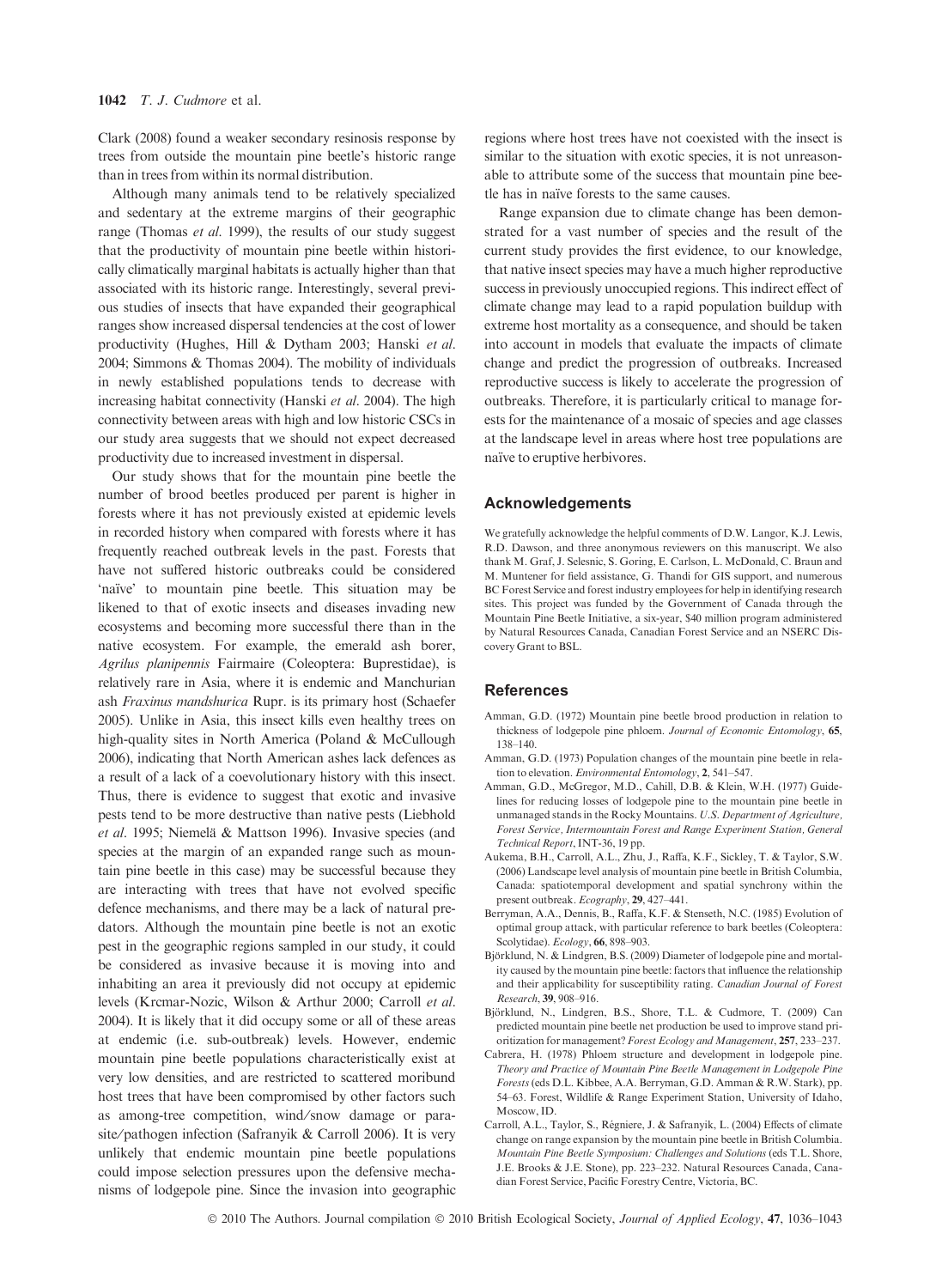Clark (2008) found a weaker secondary resinosis response by trees from outside the mountain pine beetle's historic range than in trees from within its normal distribution.

Although many animals tend to be relatively specialized and sedentary at the extreme margins of their geographic range (Thomas *et al*. 1999), the results of our study suggest that the productivity of mountain pine beetle within historically climatically marginal habitats is actually higher than that associated with its historic range. Interestingly, several previous studies of insects that have expanded their geographical ranges show increased dispersal tendencies at the cost of lower productivity (Hughes, Hill & Dytham 2003; Hanski *et al*. 2004; Simmons & Thomas 2004). The mobility of individuals in newly established populations tends to decrease with increasing habitat connectivity (Hanski *et al*. 2004). The high connectivity between areas with high and low historic CSCs in our study area suggests that we should not expect decreased productivity due to increased investment in dispersal.

Our study shows that for the mountain pine beetle the number of brood beetles produced per parent is higher in forests where it has not previously existed at epidemic levels in recorded history when compared with forests where it has frequently reached outbreak levels in the past. Forests that have not suffered historic outbreaks could be considered 'naïve' to mountain pine beetle. This situation may be likened to that of exotic insects and diseases invading new ecosystems and becoming more successful there than in the native ecosystem. For example, the emerald ash borer, *Agrilus planipennis* Fairmaire (Coleoptera: Buprestidae), is relatively rare in Asia, where it is endemic and Manchurian ash *Fraxinus mandshurica* Rupr. is its primary host (Schaefer 2005). Unlike in Asia, this insect kills even healthy trees on high-quality sites in North America (Poland & McCullough 2006), indicating that North American ashes lack defences as a result of a lack of a coevolutionary history with this insect. Thus, there is evidence to suggest that exotic and invasive pests tend to be more destructive than native pests (Liebhold *et al*. 1995; Niemelä & Mattson 1996). Invasive species (and species at the margin of an expanded range such as mountain pine beetle in this case) may be successful because they are interacting with trees that have not evolved specific defence mechanisms, and there may be a lack of natural predators. Although the mountain pine beetle is not an exotic pest in the geographic regions sampled in our study, it could be considered as invasive because it is moving into and inhabiting an area it previously did not occupy at epidemic levels (Krcmar-Nozic, Wilson & Arthur 2000; Carroll *et al*. 2004). It is likely that it did occupy some or all of these areas at endemic (i.e. sub-outbreak) levels. However, endemic mountain pine beetle populations characteristically exist at very low densities, and are restricted to scattered moribund host trees that have been compromised by other factors such as among-tree competition, wind/snow damage or parasite/pathogen infection (Safranyik & Carroll 2006). It is very unlikely that endemic mountain pine beetle populations could impose selection pressures upon the defensive mechanisms of lodgepole pine. Since the invasion into geographic regions where host trees have not coexisted with the insect is similar to the situation with exotic species, it is not unreasonable to attribute some of the success that mountain pine beetle has in naïve forests to the same causes.

Range expansion due to climate change has been demonstrated for a vast number of species and the result of the current study provides the first evidence, to our knowledge, that native insect species may have a much higher reproductive success in previously unoccupied regions. This indirect effect of climate change may lead to a rapid population buildup with extreme host mortality as a consequence, and should be taken into account in models that evaluate the impacts of climate change and predict the progression of outbreaks. Increased reproductive success is likely to accelerate the progression of outbreaks. Therefore, it is particularly critical to manage forests for the maintenance of a mosaic of species and age classes at the landscape level in areas where host tree populations are naïve to eruptive herbivores.

## Acknowledgements

We gratefully acknowledge the helpful comments of D.W. Langor, K.J. Lewis, R.D. Dawson, and three anonymous reviewers on this manuscript. We also thank M. Graf, J. Selesnic, S. Goring, E. Carlson, L. McDonald, C. Braun and M. Muntener for field assistance, G. Thandi for GIS support, and numerous BC Forest Service and forest industry employees for help in identifying research sites. This project was funded by the Government of Canada through the Mountain Pine Beetle Initiative, a six-year, $40 million program administered by Natural Resources Canada, Canadian Forest Service and an NSERC Discovery Grant to BSL.

## References

Amman, G.D. (1972) Mountain pine beetle brood production in relation to thickness of lodgepole pine phloem. *Journal of Economic Entomology*, **65**, 138–140.

Amman, G.D. (1973) Population changes of the mountain pine beetle in relation to elevation. *Environmental Entomology*, **2**, 541–547.

Amman, G.D., McGregor, M.D., Cahill, D.B. & Klein, W.H. (1977) Guidelines for reducing losses of lodgepole pine to the mountain pine beetle in unmanaged stands in the Rocky Mountains. *U.S. Department of Agriculture, Forest Service, Intermountain Forest and Range Experiment Station, General Technical Report*, INT-36, 19 pp.

Aukema, B.H., Carroll, A.L., Zhu, J., Raffa, K.F., Sickley, T. & Taylor, S.W. (2006) Landscape level analysis of mountain pine beetle in British Columbia, Canada: spatiotemporal development and spatial synchrony within the present outbreak. *Ecography*, **29**, 427–441.

Berryman, A.A., Dennis, B., Raffa, K.F. & Stenseth, N.C. (1985) Evolution of optimal group attack, with particular reference to bark beetles (Coleoptera: Scolytidae). *Ecology*, **66**, 898–903.

Björklund, N. & Lindgren, B.S. (2009) Diameter of lodgepole pine and mortality caused by the mountain pine beetle: factors that influence the relationship and their applicability for susceptibility rating. *Canadian Journal of Forest Research*, **39**, 908–916.

Björklund, N., Lindgren, B.S., Shore, T.L. & Cudmore, T. (2009) Can predicted mountain pine beetle net production be used to improve stand prioritization for management? *Forest Ecology and Management*, **257**, 233–237.

Cabrera, H. (1978) Phloem structure and development in lodgepole pine. *Theory and Practice of Mountain Pine Beetle Management in Lodgepole Pine Forests* (eds D.L. Kibbee, A.A. Berryman, G.D. Amman & R.W. Stark), pp. 54–63. Forest, Wildlife & Range Experiment Station, University of Idaho, Moscow, ID.

Carroll, A.L., Taylor, S., Régniere, J. & Safranyik, L. (2004) Effects of climate change on range expansion by the mountain pine beetle in British Columbia. *Mountain Pine Beetle Symposium: Challenges and Solutions* (eds T.L. Shore, J.E. Brooks & J.E. Stone), pp. 223–232. Natural Resources Canada, Canadian Forest Service, Pacific Forestry Centre, Victoria, BC.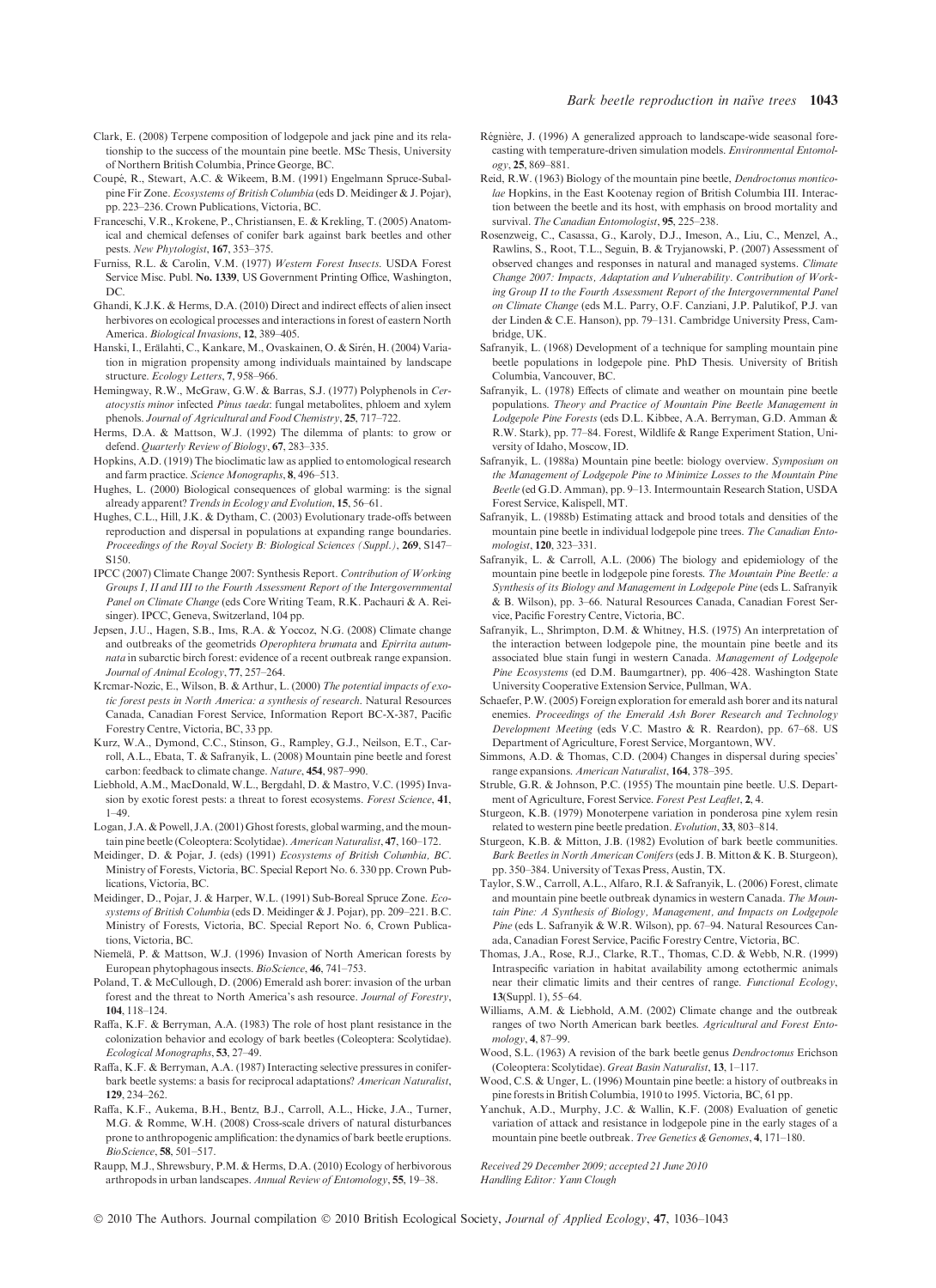Clark, E. (2008) Terpene composition of lodgepole and jack pine and its relationship to the success of the mountain pine beetle. MSc Thesis, University of Northern British Columbia, Prince George, BC.

Coupé, R., Stewart, A.C. & Wikeem, B.M. (1991) Engelmann Spruce-Subalpine Fir Zone. *Ecosystems of British Columbia* (eds D. Meidinger & J. Pojar), pp. 223–236. Crown Publications, Victoria, BC.

Franceschi, V.R., Krokene, P., Christiansen, E. & Krekling, T. (2005) Anatomical and chemical defenses of conifer bark against bark beetles and other pests. *New Phytologist*, **167**, 353–375.

Furniss, R.L. & Carolin, V.M. (1977) *Western Forest Insects.* USDA Forest Service Misc. Publ. **No. 1339**, US Government Printing Office, Washington, DC.

Ghandi, K.J.K. & Herms, D.A. (2010) Direct and indirect effects of alien insect herbivores on ecological processes and interactions in forest of eastern North America. *Biological Invasions*, **12**, 389–405.

Hanski, I., Erälahti, C., Kankare, M., Ovaskainen, O. & Sirén, H. (2004) Variation in migration propensity among individuals maintained by landscape structure. *Ecology Letters*, **7**, 958–966.

Hemingway, R.W., McGraw, G.W. & Barras, S.J. (1977) Polyphenols in *Ceratocystis minor* infected *Pinus taeda*: fungal metabolites, phloem and xylem phenols. *Journal of Agricultural and Food Chemistry*, **25**, 717–722.

Herms, D.A. & Mattson, W.J. (1992) The dilemma of plants: to grow or defend. *Quarterly Review of Biology*, **67**, 283–335.

Hopkins, A.D. (1919) The bioclimatic law as applied to entomological research and farm practice. *Science Monographs*, **8**, 496–513.

Hughes, L. (2000) Biological consequences of global warming: is the signal already apparent? *Trends in Ecology and Evolution*, **15**, 56–61.

Hughes, C.L., Hill, J.K. & Dytham, C. (2003) Evolutionary trade-offs between reproduction and dispersal in populations at expanding range boundaries. *Proceedings of the Royal Society B: Biological Sciences (Suppl.)*, **269**, S147–S150.

IPCC (2007) Climate Change 2007: Synthesis Report. *Contribution of Working Groups I, II and III to the Fourth Assessment Report of the Intergovernmental Panel on Climate Change* (eds Core Writing Team, R.K. Pachauri & A. Reisinger). IPCC, Geneva, Switzerland, 104 pp.

Jepsen, J.U., Hagen, S.B., Ims, R.A. & Yoccoz, N.G. (2008) Climate change and outbreaks of the geometrids *Operophtera brumata* and *Epirrita autumnata* in subarctic birch forest: evidence of a recent outbreak range expansion. *Journal of Animal Ecology*, **77**, 257–264.

Krcmar-Nozic, E., Wilson, B. & Arthur, L. (2000) *The potential impacts of exotic forest pests in North America: a synthesis of research.* Natural Resources Canada, Canadian Forest Service, Information Report BC-X-387, Pacific Forestry Centre, Victoria, BC, 33 pp.

Kurz, W.A., Dymond, C.C., Stinson, G., Rampley, G.J., Neilson, E.T., Carroll, A.L., Ebata, T. & Safranyik, L. (2008) Mountain pine beetle and forest carbon: feedback to climate change. *Nature*, **454**, 987–990.

Liebhold, A.M., MacDonald, W.L., Bergdahl, D. & Mastro, V.C. (1995) Invasion by exotic forest pests: a threat to forest ecosystems. *Forest Science*, **41**, 1–49.

Logan, J.A. & Powell, J.A. (2001) Ghost forests, global warming, and the mountain pine beetle (Coleoptera: Scolytidae). *American Naturalist*, **47**, 160–172.

Meidinger, D. & Pojar, J. (eds) (1991) *Ecosystems of British Columbia, BC.* Ministry of Forests, Victoria, BC. Special Report No. 6. 330 pp. Crown Publications, Victoria, BC.

Meidinger, D., Pojar, J. & Harper, W.L. (1991) Sub-Boreal Spruce Zone. *Ecosystems of British Columbia* (eds D. Meidinger & J. Pojar), pp. 209–221. B.C. Ministry of Forests, Victoria, BC. Special Report No. 6, Crown Publications, Victoria, BC.

Niemelä, P. & Mattson, W.J. (1996) Invasion of North American forests by European phytophagous insects. *BioScience*, **46**, 741–753.

Poland, T. & McCullough, D. (2006) Emerald ash borer: invasion of the urban forest and the threat to North America's ash resource. *Journal of Forestry*, **104**, 118–124.

Raffa, K.F. & Berryman, A.A. (1983) The role of host plant resistance in the colonization behavior and ecology of bark beetles (Coleoptera: Scolytidae). *Ecological Monographs*, **53**, 27–49.

Raffa, K.F. & Berryman, A.A. (1987) Interacting selective pressures in conifer-bark beetle systems: a basis for reciprocal adaptations? *American Naturalist*, **129**, 234–262.

Raffa, K.F., Aukema, B.H., Bentz, B.J., Carroll, A.L., Hicke, J.A., Turner, M.G. & Romme, W.H. (2008) Cross-scale drivers of natural disturbances prone to anthropogenic amplification: the dynamics of bark beetle eruptions. *BioScience*, **58**, 501–517.

Raupp, M.J., Shrewsbury, P.M. & Herms, D.A. (2010) Ecology of herbivorous arthropods in urban landscapes. *Annual Review of Entomology*, **55**, 19–38.

Régnière, J. (1996) A generalized approach to landscape-wide seasonal forecasting with temperature-driven simulation models. *Environmental Entomology*, **25**, 869–881.

Reid, R.W. (1963) Biology of the mountain pine beetle, *Dendroctonus monticolae* Hopkins, in the East Kootenay region of British Columbia III. Interaction between the beetle and its host, with emphasis on brood mortality and survival. *The Canadian Entomologist*, **95**, 225–238.

Rosenzweig, C., Casassa, G., Karoly, D.J., Imeson, A., Liu, C., Menzel, A., Rawlins, S., Root, T.L., Seguin, B. & Tryjanowski, P. (2007) Assessment of observed changes and responses in natural and managed systems. *Climate Change 2007: Impacts, Adaptation and Vulnerability. Contribution of Working Group II to the Fourth Assessment Report of the Intergovernmental Panel on Climate Change* (eds M.L. Parry, O.F. Canziani, J.P. Palutikof, P.J. van der Linden & C.E. Hanson), pp. 79–131. Cambridge University Press, Cambridge, UK.

Safranyik, L. (1968) Development of a technique for sampling mountain pine beetle populations in lodgepole pine. PhD Thesis. University of British Columbia, Vancouver, BC.

Safranyik, L. (1978) Effects of climate and weather on mountain pine beetle populations. *Theory and Practice of Mountain Pine Beetle Management in Lodgepole Pine Forests* (eds D.L. Kibbee, A.A. Berryman, G.D. Amman & R.W. Stark), pp. 77–84. Forest, Wildlife & Range Experiment Station, University of Idaho, Moscow, ID.

Safranyik, L. (1988a) Mountain pine beetle: biology overview. *Symposium on the Management of Lodgepole Pine to Minimize Losses to the Mountain Pine Beetle* (ed G.D. Amman), pp. 9–13. Intermountain Research Station, USDA Forest Service, Kalispell, MT.

Safranyik, L. (1988b) Estimating attack and brood totals and densities of the mountain pine beetle in individual lodgepole pine trees. *The Canadian Entomologist*, **120**, 323–331.

Safranyik, L. & Carroll, A.L. (2006) The biology and epidemiology of the mountain pine beetle in lodgepole pine forests. *The Mountain Pine Beetle: a Synthesis of its Biology and Management in Lodgepole Pine* (eds L. Safranyik & B. Wilson), pp. 3–66. Natural Resources Canada, Canadian Forest Service, Pacific Forestry Centre, Victoria, BC.

Safranyik, L., Shrimpton, D.M. & Whitney, H.S. (1975) An interpretation of the interaction between lodgepole pine, the mountain pine beetle and its associated blue stain fungi in western Canada. *Management of Lodgepole Pine Ecosystems* (ed D.M. Baumgartner), pp. 406–428. Washington State University Cooperative Extension Service, Pullman, WA.

Schaefer, P.W. (2005) Foreign exploration for emerald ash borer and its natural enemies. *Proceedings of the Emerald Ash Borer Research and Technology Development Meeting* (eds V.C. Mastro & R. Reardon), pp. 67–68. US Department of Agriculture, Forest Service, Morgantown, WV.

Simmons, A.D. & Thomas, C.D. (2004) Changes in dispersal during species' range expansions. *American Naturalist*, **164**, 378–395.

Struble, G.R. & Johnson, P.C. (1955) The mountain pine beetle. U.S. Department of Agriculture, Forest Service. *Forest Pest Leaflet*, **2**, 4.

Sturgeon, K.B. (1979) Monoterpene variation in ponderosa pine xylem resin related to western pine beetle predation. *Evolution*, **33**, 803–814.

Sturgeon, K.B. & Mitton, J.B. (1982) Evolution of bark beetle communities. *Bark Beetles in North American Conifers* (eds J. B. Mitton & K. B. Sturgeon), pp. 350–384. University of Texas Press, Austin, TX.

Taylor, S.W., Carroll, A.L., Alfaro, R.I. & Safranyik, L. (2006) Forest, climate and mountain pine beetle outbreak dynamics in western Canada. *The Mountain Pine: A Synthesis of Biology, Management, and Impacts on Lodgepole Pine* (eds L. Safranyik & W.R. Wilson), pp. 67–94. Natural Resources Canada, Canadian Forest Service, Pacific Forestry Centre, Victoria, BC.

Thomas, J.A., Rose, R.J., Clarke, R.T., Thomas, C.D. & Webb, N.R. (1999) Intraspecific variation in habitat availability among ectothermic animals near their climatic limits and their centres of range. *Functional Ecology*, **13**(Suppl. 1), 55–64.

Williams, A.M. & Liebhold, A.M. (2002) Climate change and the outbreak ranges of two North American bark beetles. *Agricultural and Forest Entomology*, **4**, 87–99.

Wood, S.L. (1963) A revision of the bark beetle genus *Dendroctonus* Erichson (Coleoptera: Scolytidae). *Great Basin Naturalist*, **13**, 1–117.

Wood, C.S. & Unger, L. (1996) Mountain pine beetle: a history of outbreaks in pine forests in British Columbia, 1910 to 1995. Victoria, BC, 61 pp.

Yanchuk, A.D., Murphy, J.C. & Wallin, K.F. (2008) Evaluation of genetic variation of attack and resistance in lodgepole pine in the early stages of a mountain pine beetle outbreak. *Tree Genetics & Genomes*, **4**, 171–180.

*Received 29 December 2009; accepted 21 June 2010*
*Handling Editor: Yann Clough*